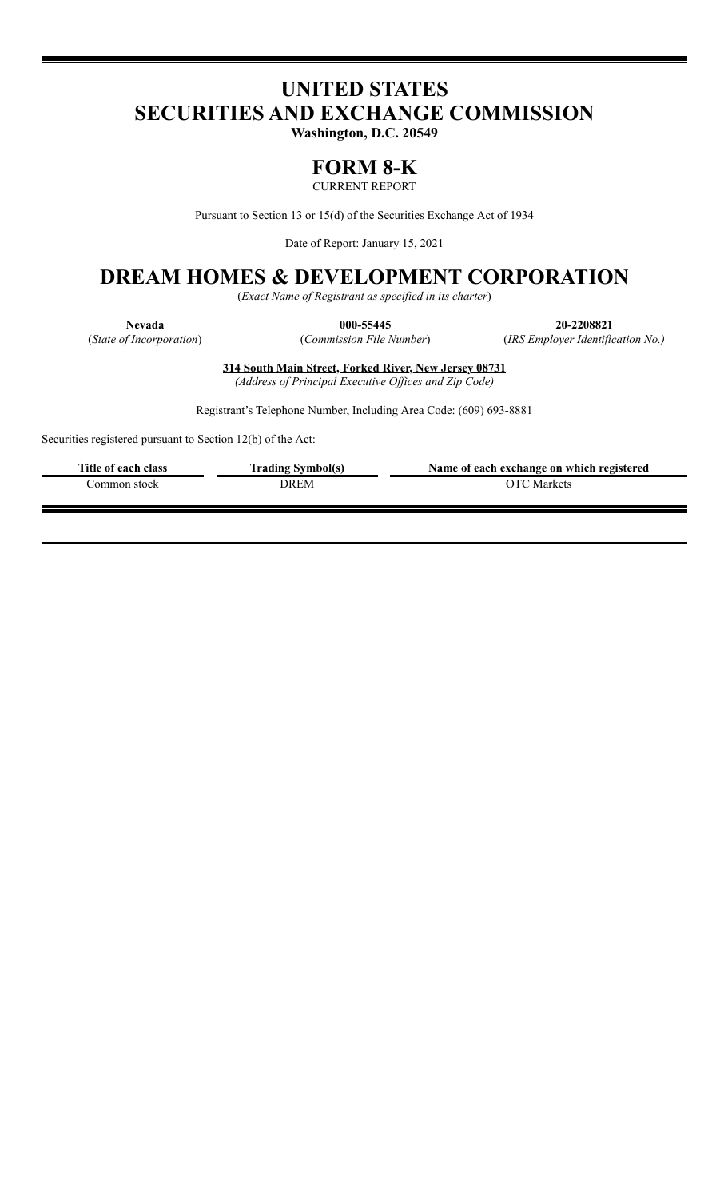# UNITED STATES SECURITIES AND EXCHANGE COMMISSION

**Washington, D.C. 20549**

# FORM 8-K

CURRENT REPORT

Pursuant to Section 13 or 15(d) of the Securities Exchange Act of 1934

Date of Report: January 15, 2021

# DREAM HOMES & DEVELOPMENT CORPORATION

(*Exact Name of Registrant as specified in its charter*)

| **Nevada** | **000-55445** | **20-2208821** |
|---|---|---|
| (*State of Incorporation*) | (*Commission File Number*) | (*IRS Employer Identification No.)* |

**314 South Main Street, Forked River, New Jersey 08731**

*(Address of Principal Executive Offices and Zip Code)*

Registrant's Telephone Number, Including Area Code: (609) 693-8881

Securities registered pursuant to Section 12(b) of the Act:

| Title of each class | Trading Symbol(s) | Name of each exchange on which registered |
|---|---|---|
| Common stock | DREM | OTC Markets |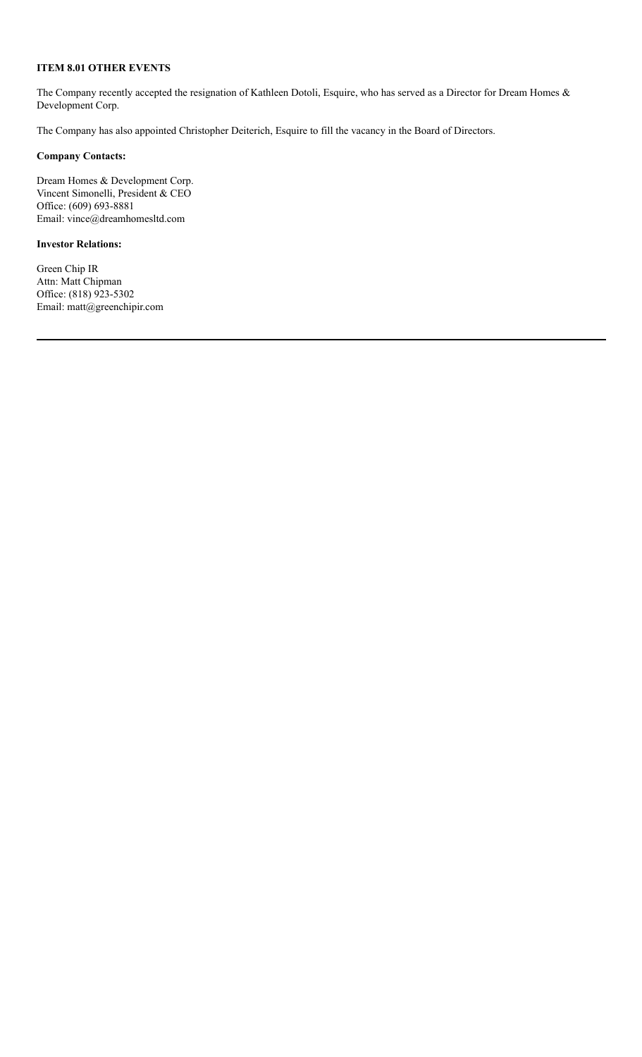**ITEM 8.01 OTHER EVENTS**

The Company recently accepted the resignation of Kathleen Dotoli, Esquire, who has served as a Director for Dream Homes & Development Corp.

The Company has also appointed Christopher Deiterich, Esquire to fill the vacancy in the Board of Directors.

**Company Contacts:**

Dream Homes & Development Corp.
Vincent Simonelli, President & CEO
Office: (609) 693-8881
Email: vince@dreamhomesltd.com

**Investor Relations:**

Green Chip IR
Attn: Matt Chipman
Office: (818) 923-5302
Email: matt@greenchipir.com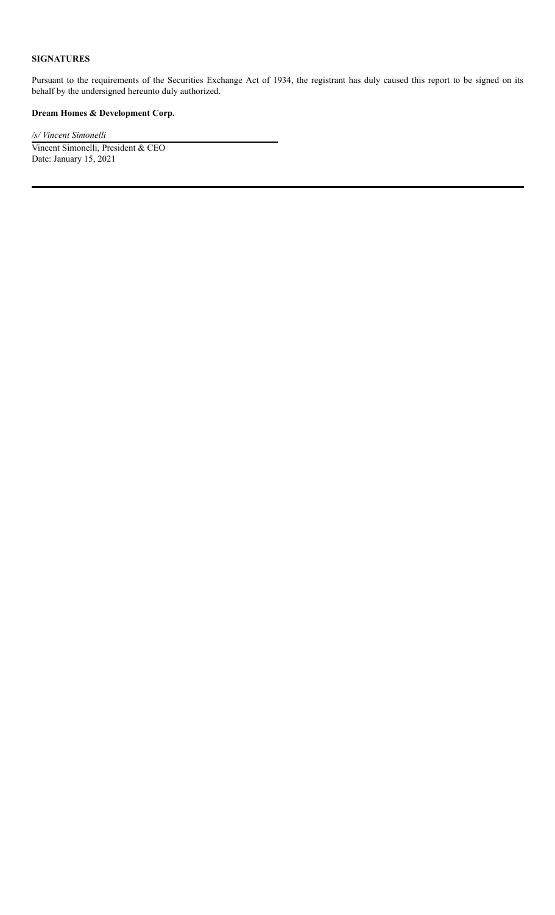**SIGNATURES**

Pursuant to the requirements of the Securities Exchange Act of 1934, the registrant has duly caused this report to be signed on its behalf by the undersigned hereunto duly authorized.

**Dream Homes & Development Corp.**

*/s/ Vincent Simonelli*

Vincent Simonelli, President & CEO

Date: January 15, 2021